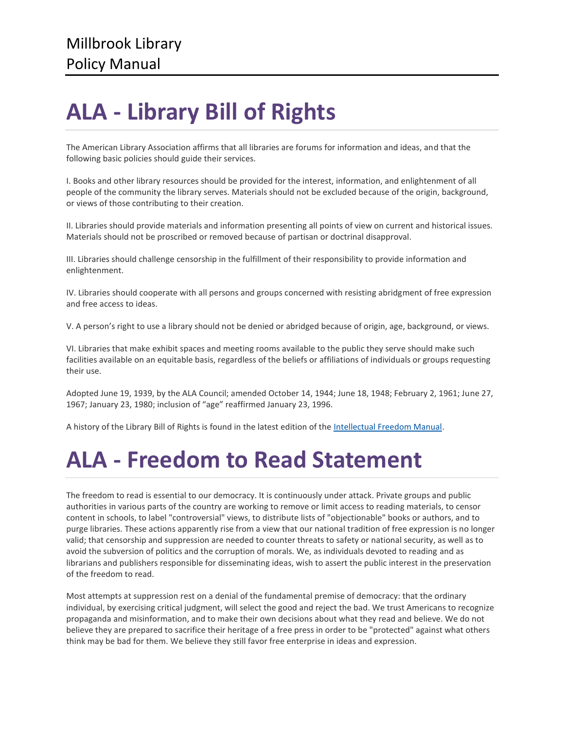Millbrook Library
Policy Manual

# ALA - Library Bill of Rights

The American Library Association affirms that all libraries are forums for information and ideas, and that the following basic policies should guide their services.

I. Books and other library resources should be provided for the interest, information, and enlightenment of all people of the community the library serves. Materials should not be excluded because of the origin, background, or views of those contributing to their creation.

II. Libraries should provide materials and information presenting all points of view on current and historical issues. Materials should not be proscribed or removed because of partisan or doctrinal disapproval.

III. Libraries should challenge censorship in the fulfillment of their responsibility to provide information and enlightenment.

IV. Libraries should cooperate with all persons and groups concerned with resisting abridgment of free expression and free access to ideas.

V. A person's right to use a library should not be denied or abridged because of origin, age, background, or views.

VI. Libraries that make exhibit spaces and meeting rooms available to the public they serve should make such facilities available on an equitable basis, regardless of the beliefs or affiliations of individuals or groups requesting their use.

Adopted June 19, 1939, by the ALA Council; amended October 14, 1944; June 18, 1948; February 2, 1961; June 27, 1967; January 23, 1980; inclusion of "age" reaffirmed January 23, 1996.

A history of the Library Bill of Rights is found in the latest edition of the Intellectual Freedom Manual.

# ALA - Freedom to Read Statement

The freedom to read is essential to our democracy. It is continuously under attack. Private groups and public authorities in various parts of the country are working to remove or limit access to reading materials, to censor content in schools, to label "controversial" views, to distribute lists of "objectionable" books or authors, and to purge libraries. These actions apparently rise from a view that our national tradition of free expression is no longer valid; that censorship and suppression are needed to counter threats to safety or national security, as well as to avoid the subversion of politics and the corruption of morals. We, as individuals devoted to reading and as librarians and publishers responsible for disseminating ideas, wish to assert the public interest in the preservation of the freedom to read.

Most attempts at suppression rest on a denial of the fundamental premise of democracy: that the ordinary individual, by exercising critical judgment, will select the good and reject the bad. We trust Americans to recognize propaganda and misinformation, and to make their own decisions about what they read and believe. We do not believe they are prepared to sacrifice their heritage of a free press in order to be "protected" against what others think may be bad for them. We believe they still favor free enterprise in ideas and expression.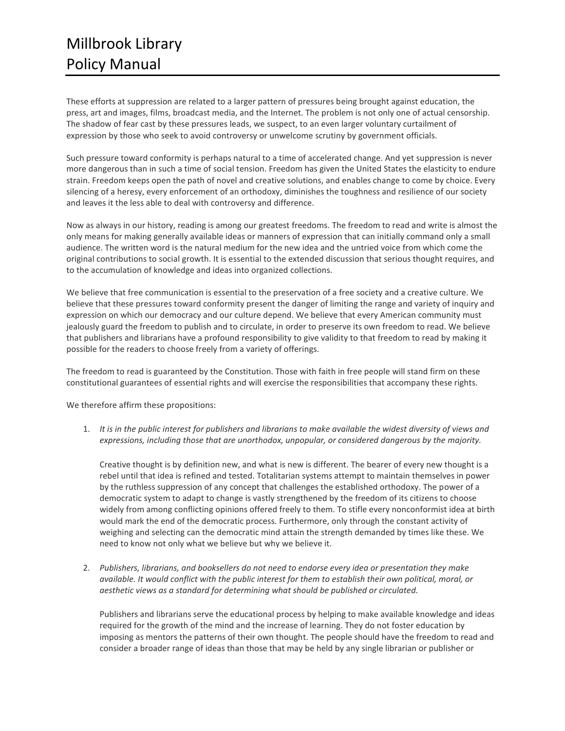These efforts at suppression are related to a larger pattern of pressures being brought against education, the press, art and images, films, broadcast media, and the Internet. The problem is not only one of actual censorship. The shadow of fear cast by these pressures leads, we suspect, to an even larger voluntary curtailment of expression by those who seek to avoid controversy or unwelcome scrutiny by government officials.

Such pressure toward conformity is perhaps natural to a time of accelerated change. And yet suppression is never more dangerous than in such a time of social tension. Freedom has given the United States the elasticity to endure strain. Freedom keeps open the path of novel and creative solutions, and enables change to come by choice. Every silencing of a heresy, every enforcement of an orthodoxy, diminishes the toughness and resilience of our society and leaves it the less able to deal with controversy and difference.

Now as always in our history, reading is among our greatest freedoms. The freedom to read and write is almost the only means for making generally available ideas or manners of expression that can initially command only a small audience. The written word is the natural medium for the new idea and the untried voice from which come the original contributions to social growth. It is essential to the extended discussion that serious thought requires, and to the accumulation of knowledge and ideas into organized collections.

We believe that free communication is essential to the preservation of a free society and a creative culture. We believe that these pressures toward conformity present the danger of limiting the range and variety of inquiry and expression on which our democracy and our culture depend. We believe that every American community must jealously guard the freedom to publish and to circulate, in order to preserve its own freedom to read. We believe that publishers and librarians have a profound responsibility to give validity to that freedom to read by making it possible for the readers to choose freely from a variety of offerings.

The freedom to read is guaranteed by the Constitution. Those with faith in free people will stand firm on these constitutional guarantees of essential rights and will exercise the responsibilities that accompany these rights.

We therefore affirm these propositions:

1. *It is in the public interest for publishers and librarians to make available the widest diversity of views and expressions, including those that are unorthodox, unpopular, or considered dangerous by the majority.*

   Creative thought is by definition new, and what is new is different. The bearer of every new thought is a rebel until that idea is refined and tested. Totalitarian systems attempt to maintain themselves in power by the ruthless suppression of any concept that challenges the established orthodoxy. The power of a democratic system to adapt to change is vastly strengthened by the freedom of its citizens to choose widely from among conflicting opinions offered freely to them. To stifle every nonconformist idea at birth would mark the end of the democratic process. Furthermore, only through the constant activity of weighing and selecting can the democratic mind attain the strength demanded by times like these. We need to know not only what we believe but why we believe it.

2. *Publishers, librarians, and booksellers do not need to endorse every idea or presentation they make available. It would conflict with the public interest for them to establish their own political, moral, or aesthetic views as a standard for determining what should be published or circulated.*

   Publishers and librarians serve the educational process by helping to make available knowledge and ideas required for the growth of the mind and the increase of learning. They do not foster education by imposing as mentors the patterns of their own thought. The people should have the freedom to read and consider a broader range of ideas than those that may be held by any single librarian or publisher or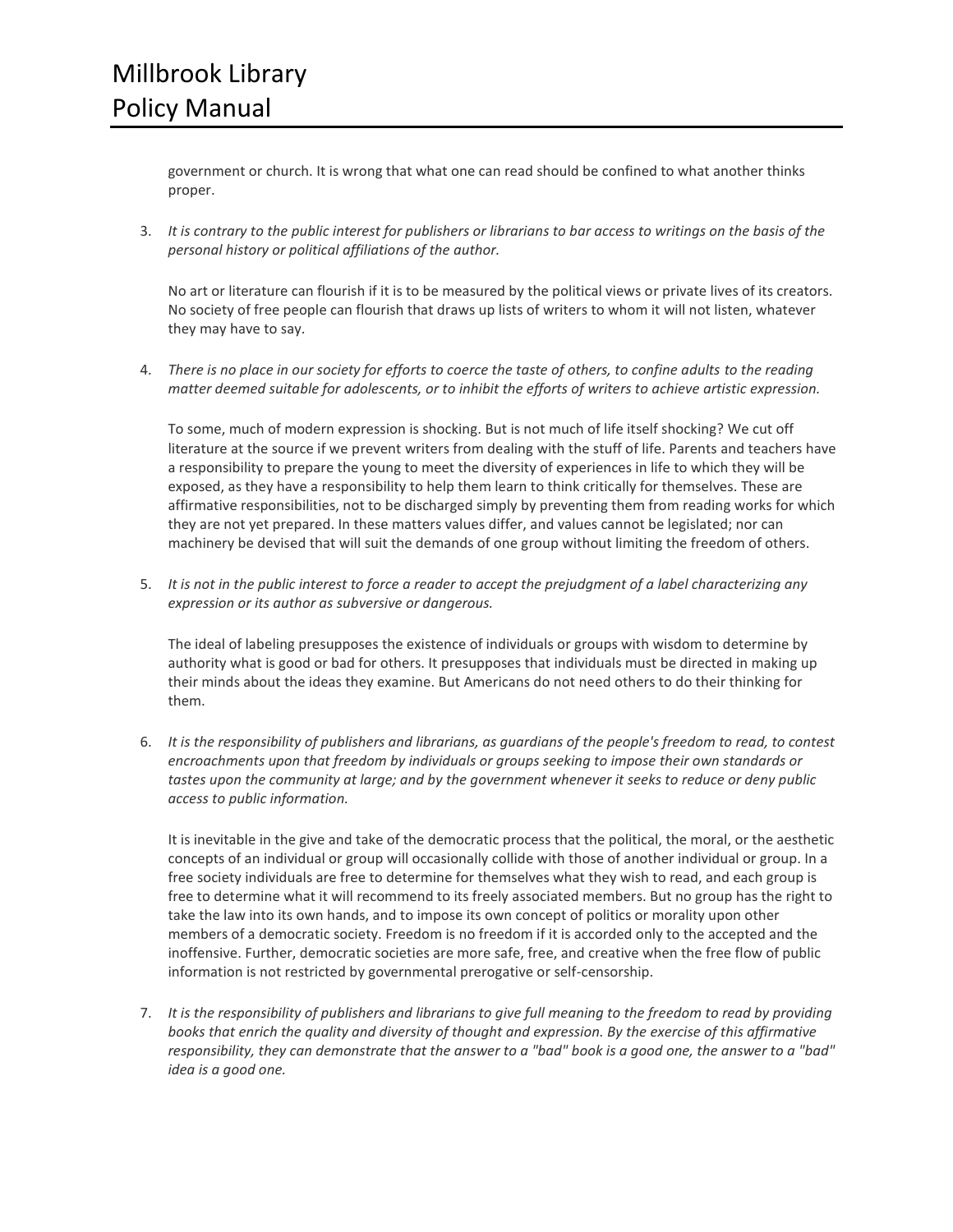government or church. It is wrong that what one can read should be confined to what another thinks proper.

3. *It is contrary to the public interest for publishers or librarians to bar access to writings on the basis of the personal history or political affiliations of the author.*

   No art or literature can flourish if it is to be measured by the political views or private lives of its creators. No society of free people can flourish that draws up lists of writers to whom it will not listen, whatever they may have to say.

4. *There is no place in our society for efforts to coerce the taste of others, to confine adults to the reading matter deemed suitable for adolescents, or to inhibit the efforts of writers to achieve artistic expression.*

   To some, much of modern expression is shocking. But is not much of life itself shocking? We cut off literature at the source if we prevent writers from dealing with the stuff of life. Parents and teachers have a responsibility to prepare the young to meet the diversity of experiences in life to which they will be exposed, as they have a responsibility to help them learn to think critically for themselves. These are affirmative responsibilities, not to be discharged simply by preventing them from reading works for which they are not yet prepared. In these matters values differ, and values cannot be legislated; nor can machinery be devised that will suit the demands of one group without limiting the freedom of others.

5. *It is not in the public interest to force a reader to accept the prejudgment of a label characterizing any expression or its author as subversive or dangerous.*

   The ideal of labeling presupposes the existence of individuals or groups with wisdom to determine by authority what is good or bad for others. It presupposes that individuals must be directed in making up their minds about the ideas they examine. But Americans do not need others to do their thinking for them.

6. *It is the responsibility of publishers and librarians, as guardians of the people's freedom to read, to contest encroachments upon that freedom by individuals or groups seeking to impose their own standards or tastes upon the community at large; and by the government whenever it seeks to reduce or deny public access to public information.*

   It is inevitable in the give and take of the democratic process that the political, the moral, or the aesthetic concepts of an individual or group will occasionally collide with those of another individual or group. In a free society individuals are free to determine for themselves what they wish to read, and each group is free to determine what it will recommend to its freely associated members. But no group has the right to take the law into its own hands, and to impose its own concept of politics or morality upon other members of a democratic society. Freedom is no freedom if it is accorded only to the accepted and the inoffensive. Further, democratic societies are more safe, free, and creative when the free flow of public information is not restricted by governmental prerogative or self-censorship.

7. *It is the responsibility of publishers and librarians to give full meaning to the freedom to read by providing books that enrich the quality and diversity of thought and expression. By the exercise of this affirmative responsibility, they can demonstrate that the answer to a "bad" book is a good one, the answer to a "bad" idea is a good one.*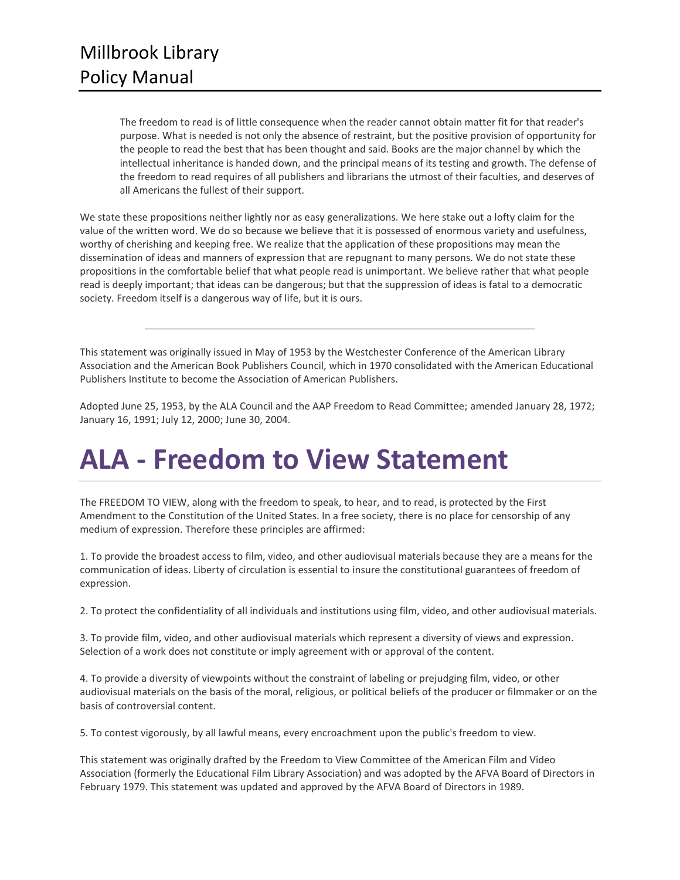The freedom to read is of little consequence when the reader cannot obtain matter fit for that reader's purpose. What is needed is not only the absence of restraint, but the positive provision of opportunity for the people to read the best that has been thought and said. Books are the major channel by which the intellectual inheritance is handed down, and the principal means of its testing and growth. The defense of the freedom to read requires of all publishers and librarians the utmost of their faculties, and deserves of all Americans the fullest of their support.

We state these propositions neither lightly nor as easy generalizations. We here stake out a lofty claim for the value of the written word. We do so because we believe that it is possessed of enormous variety and usefulness, worthy of cherishing and keeping free. We realize that the application of these propositions may mean the dissemination of ideas and manners of expression that are repugnant to many persons. We do not state these propositions in the comfortable belief that what people read is unimportant. We believe rather that what people read is deeply important; that ideas can be dangerous; but that the suppression of ideas is fatal to a democratic society. Freedom itself is a dangerous way of life, but it is ours.

---

This statement was originally issued in May of 1953 by the Westchester Conference of the American Library Association and the American Book Publishers Council, which in 1970 consolidated with the American Educational Publishers Institute to become the Association of American Publishers.

Adopted June 25, 1953, by the ALA Council and the AAP Freedom to Read Committee; amended January 28, 1972; January 16, 1991; July 12, 2000; June 30, 2004.

# ALA - Freedom to View Statement

The FREEDOM TO VIEW, along with the freedom to speak, to hear, and to read, is protected by the First Amendment to the Constitution of the United States. In a free society, there is no place for censorship of any medium of expression. Therefore these principles are affirmed:

1. To provide the broadest access to film, video, and other audiovisual materials because they are a means for the communication of ideas. Liberty of circulation is essential to insure the constitutional guarantees of freedom of expression.

2. To protect the confidentiality of all individuals and institutions using film, video, and other audiovisual materials.

3. To provide film, video, and other audiovisual materials which represent a diversity of views and expression. Selection of a work does not constitute or imply agreement with or approval of the content.

4. To provide a diversity of viewpoints without the constraint of labeling or prejudging film, video, or other audiovisual materials on the basis of the moral, religious, or political beliefs of the producer or filmmaker or on the basis of controversial content.

5. To contest vigorously, by all lawful means, every encroachment upon the public's freedom to view.

This statement was originally drafted by the Freedom to View Committee of the American Film and Video Association (formerly the Educational Film Library Association) and was adopted by the AFVA Board of Directors in February 1979. This statement was updated and approved by the AFVA Board of Directors in 1989.